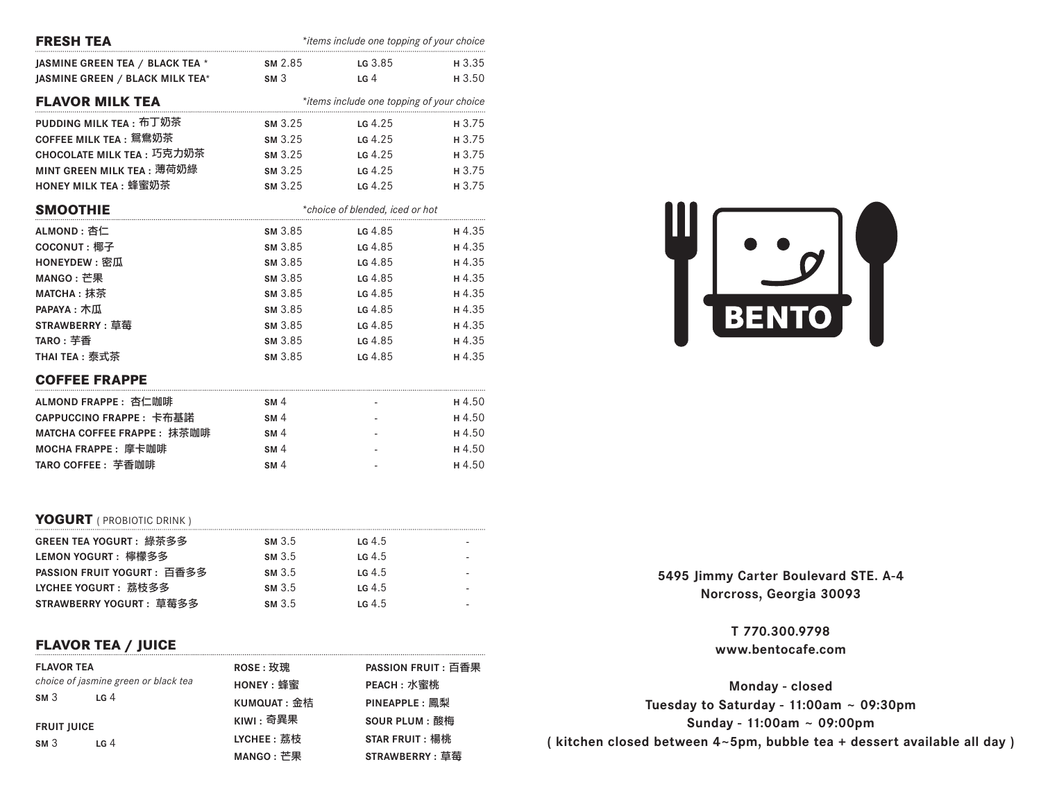## FRESH TEA

*\*items include one topping of your choice*

| Item | SM | LG | H |
|---|---|---|---|
| JASMINE GREEN TEA / BLACK TEA * | SM 2.85 | LG 3.85 | H 3.35 |
| JASMINE GREEN / BLACK MILK TEA* | SM 3 | LG 4 | H 3.50 |

## FLAVOR MILK TEA

*\*items include one topping of your choice*

| Item | SM | LG | H |
|---|---|---|---|
| PUDDING MILK TEA : 布丁奶茶 | SM 3.25 | LG 4.25 | H 3.75 |
| COFFEE MILK TEA : 鴛鴦奶茶 | SM 3.25 | LG 4.25 | H 3.75 |
| CHOCOLATE MILK TEA : 巧克力奶茶 | SM 3.25 | LG 4.25 | H 3.75 |
| MINT GREEN MILK TEA : 薄荷奶綠 | SM 3.25 | LG 4.25 | H 3.75 |
| HONEY MILK TEA : 蜂蜜奶茶 | SM 3.25 | LG 4.25 | H 3.75 |

## SMOOTHIE

*\*choice of blended, iced or hot*

| Item | SM | LG | H |
|---|---|---|---|
| ALMOND : 杏仁 | SM 3.85 | LG 4.85 | H 4.35 |
| COCONUT : 椰子 | SM 3.85 | LG 4.85 | H 4.35 |
| HONEYDEW : 密瓜 | SM 3.85 | LG 4.85 | H 4.35 |
| MANGO : 芒果 | SM 3.85 | LG 4.85 | H 4.35 |
| MATCHA : 抹茶 | SM 3.85 | LG 4.85 | H 4.35 |
| PAPAYA : 木瓜 | SM 3.85 | LG 4.85 | H 4.35 |
| STRAWBERRY : 草莓 | SM 3.85 | LG 4.85 | H 4.35 |
| TARO : 芋香 | SM 3.85 | LG 4.85 | H 4.35 |
| THAI TEA : 泰式茶 | SM 3.85 | LG 4.85 | H 4.35 |

## COFFEE FRAPPE

| Item | SM | LG | H |
|---|---|---|---|
| ALMOND FRAPPE : 杏仁咖啡 | SM 4 | - | H 4.50 |
| CAPPUCCINO FRAPPE : 卡布基諾 | SM 4 | - | H 4.50 |
| MATCHA COFFEE FRAPPE : 抹茶咖啡 | SM 4 | - | H 4.50 |
| MOCHA FRAPPE : 摩卡咖啡 | SM 4 | - | H 4.50 |
| TARO COFFEE : 芋香咖啡 | SM 4 | - | H 4.50 |

## YOGURT ( PROBIOTIC DRINK )

| Item | SM | LG | H |
|---|---|---|---|
| GREEN TEA YOGURT : 綠茶多多 | SM 3.5 | LG 4.5 | - |
| LEMON YOGURT : 檸檬多多 | SM 3.5 | LG 4.5 | - |
| PASSION FRUIT YOGURT : 百香多多 | SM 3.5 | LG 4.5 | - |
| LYCHEE YOGURT : 荔枝多多 | SM 3.5 | LG 4.5 | - |
| STRAWBERRY YOGURT : 草莓多多 | SM 3.5 | LG 4.5 | - |

## FLAVOR TEA / JUICE

**FLAVOR TEA**
*choice of jasmine green or black tea*
SM 3 LG 4

**FRUIT JUICE**
SM 3 LG 4

- ROSE : 玫瑰
- HONEY : 蜂蜜
- KUMQUAT : 金桔
- KIWI : 奇異果
- LYCHEE : 荔枝
- MANGO : 芒果
- PASSION FRUIT : 百香果
- PEACH : 水蜜桃
- PINEAPPLE : 鳳梨
- SOUR PLUM : 酸梅
- STAR FRUIT : 楊桃
- STRAWBERRY : 草莓

**BENTO**

**5495 Jimmy Carter Boulevard STE. A-4**
**Norcross, Georgia 30093**

**T 770.300.9798**
**www.bentocafe.com**

**Monday - closed**
**Tuesday to Saturday - 11:00am ~ 09:30pm**
**Sunday - 11:00am ~ 09:00pm**
**( kitchen closed between 4~5pm, bubble tea + dessert available all day )**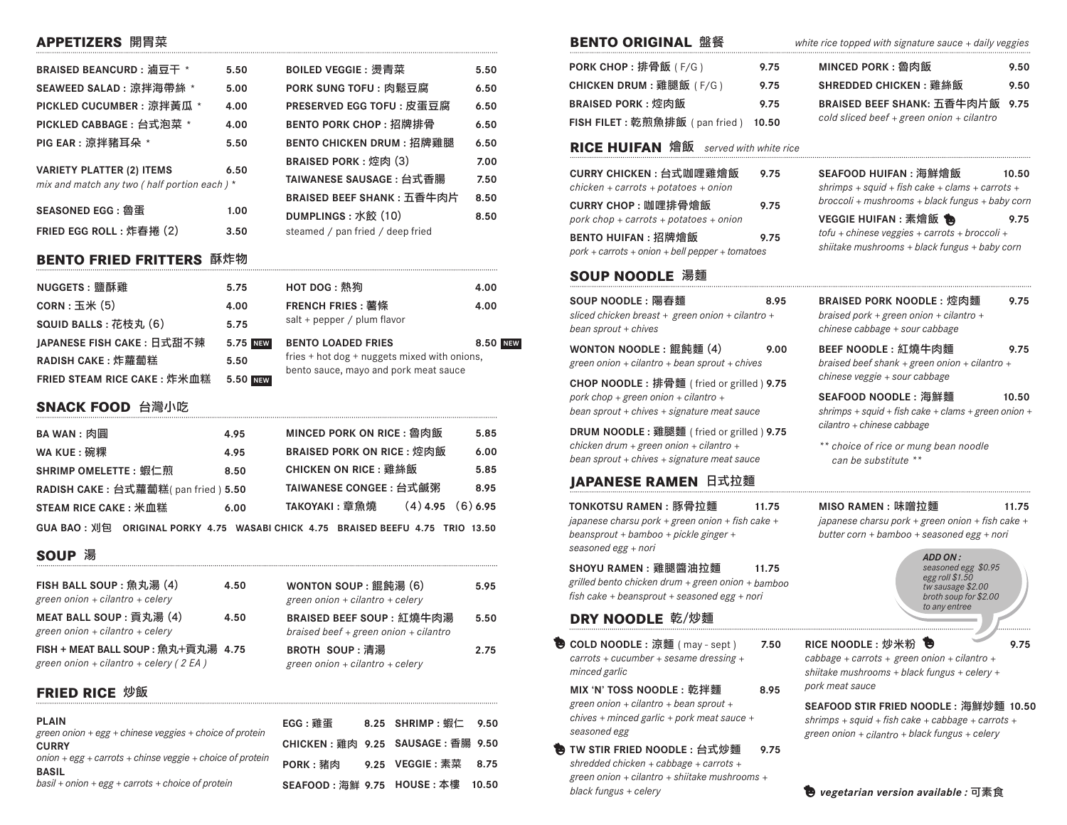## APPETIZERS 開胃菜

BRAISED BEANCURD : 滷豆干 * 5.50
SEAWEED SALAD : 涼拌海帶絲 * 5.00
PICKLED CUCUMBER : 涼拌黃瓜 * 4.00
PICKLED CABBAGE : 台式泡菜 * 4.00
PIG EAR : 涼拌豬耳朵 * 5.50

VARIETY PLATTER (2) ITEMS 6.50
*mix and match any two ( half portion each ) **

SEASONED EGG : 魯蛋 1.00
FRIED EGG ROLL : 炸春捲 (2) 3.50

BOILED VEGGIE : 燙青菜 5.50
PORK SUNG TOFU : 肉鬆豆腐 6.50
PRESERVED EGG TOFU : 皮蛋豆腐 6.50
BENTO PORK CHOP : 招牌排骨 6.50
BENTO CHICKEN DRUM : 招牌雞腿 6.50
BRAISED PORK : 焢肉 (3) 7.00
TAIWANESE SAUSAGE : 台式香腸 7.50
BRAISED BEEF SHANK : 五香牛肉片 8.50
DUMPLINGS : 水餃 (10) 8.50
steamed / pan fried / deep fried

## BENTO FRIED FRITTERS 酥炸物

NUGGETS : 鹽酥雞 5.75
CORN : 玉米 (5) 4.00
SQUID BALLS : 花枝丸 (6) 5.75
JAPANESE FISH CAKE : 日式甜不辣 5.75 NEW
RADISH CAKE : 炸蘿蔔糕 5.50
FRIED STEAM RICE CAKE : 炸米血糕 5.50 NEW

HOT DOG : 熱狗 4.00
FRENCH FRIES : 薯條 4.00
salt + pepper / plum flavor
BENTO LOADED FRIES 8.50 NEW
fries + hot dog + nuggets mixed with onions, bento sauce, mayo and pork meat sauce

## SNACK FOOD 台灣小吃

BA WAN : 肉圓 4.95
WA KUE : 碗粿 4.95
SHRIMP OMELETTE : 蝦仁煎 8.50
RADISH CAKE : 台式蘿蔔糕( pan fried ) 5.50
STEAM RICE CAKE : 米血糕 6.00

MINCED PORK ON RICE : 魯肉飯 5.85
BRAISED PORK ON RICE : 焢肉飯 6.00
CHICKEN ON RICE : 雞絲飯 5.85
TAIWANESE CONGEE : 台式鹹粥 8.95
TAKOYAKI : 章魚燒 (4) 4.95 (6) 6.95

GUA BAO : 刈包 ORIGINAL PORKY 4.75 WASABI CHICK 4.75 BRAISED BEEFU 4.75 TRIO 13.50

## SOUP 湯

FISH BALL SOUP : 魚丸湯 (4) 4.50
*green onion + cilantro + celery*
MEAT BALL SOUP : 貢丸湯 (4) 4.50
*green onion + cilantro + celery*
FISH + MEAT BALL SOUP : 魚丸+貢丸湯 4.75
*green onion + cilantro + celery ( 2 EA )*

WONTON SOUP : 餛飩湯 (6) 5.95
*green onion + cilantro + celery*
BRAISED BEEF SOUP : 紅燒牛肉湯 5.50
*braised beef + green onion + cilantro*
BROTH SOUP : 清湯 2.75
*green onion + cilantro + celery*

## FRIED RICE 炒飯

**PLAIN**
*green onion + egg + chinese veggies + choice of protein*
**CURRY**
*onion + egg + carrots + chinse veggie + choice of protein*
**BASIL**
*basil + onion + egg + carrots + choice of protein*

| | | | |
|---|---|---|---|
| EGG : 雞蛋 | 8.25 | SHRIMP : 蝦仁 | 9.50 |
| CHICKEN : 雞肉 | 9.25 | SAUSAGE : 香腸 | 9.50 |
| PORK : 豬肉 | 9.25 | VEGGIE : 素菜 | 8.75 |
| SEAFOOD : 海鮮 | 9.75 | HOUSE : 本樓 | 10.50 |

## BENTO ORIGINAL 盤餐

*white rice topped with signature sauce + daily veggies*

PORK CHOP : 排骨飯 ( F/G ) 9.75
CHICKEN DRUM : 雞腿飯 ( F/G ) 9.75
BRAISED PORK : 焢肉飯 9.75
FISH FILET : 乾煎魚排飯 ( pan fried ) 10.50

MINCED PORK : 魯肉飯 9.50
SHREDDED CHICKEN : 雞絲飯 9.50
BRAISED BEEF SHANK: 五香牛肉片飯 9.75
*cold sliced beef + green onion + cilantro*

## RICE HUIFAN 燴飯 *served with white rice*

CURRY CHICKEN : 台式咖哩雞燴飯 9.75
*chicken + carrots + potatoes + onion*
CURRY CHOP : 咖哩排骨燴飯 9.75
*pork chop + carrots + potatoes + onion*
BENTO HUIFAN : 招牌燴飯 9.75
*pork + carrots + onion + bell pepper + tomatoes*

SEAFOOD HUIFAN : 海鮮燴飯 10.50
*shrimps + squid + fish cake + clams + carrots + broccoli + mushrooms + black fungus + baby corn*
VEGGIE HUIFAN : 素燴飯 (vegetarian version available) 9.75
*tofu + chinese veggies + carrots + broccoli + shiitake mushrooms + black fungus + baby corn*

## SOUP NOODLE 湯麵

SOUP NOODLE : 陽春麵 8.95
*sliced chicken breast + green onion + cilantro + bean sprout + chives*
WONTON NOODLE : 餛飩麵 (4) 9.00
*green onion + cilantro + bean sprout + chives*
CHOP NOODLE : 排骨麵 ( fried or grilled ) 9.75
*pork chop + green onion + cilantro + bean sprout + chives + signature meat sauce*
DRUM NOODLE : 雞腿麵 ( fried or grilled ) 9.75
*chicken drum + green onion + cilantro + bean sprout + chives + signature meat sauce*

BRAISED PORK NOODLE : 焢肉麵 9.75
*braised pork + green onion + cilantro + chinese cabbage + sour cabbage*
BEEF NOODLE : 紅燒牛肉麵 9.75
*braised beef shank + green onion + cilantro + chinese veggie + sour cabbage*
SEAFOOD NOODLE : 海鮮麵 10.50
*shrimps + squid + fish cake + clams + green onion + cilantro + chinese cabbage*

*** choice of rice or mung bean noodle can be substitute ***

## JAPANESE RAMEN 日式拉麵

TONKOTSU RAMEN : 豚骨拉麵 11.75
*japanese charsu pork + green onion + fish cake + beansprout + bamboo + pickle ginger + seasoned egg + nori*
SHOYU RAMEN : 雞腿醬油拉麵 11.75
*grilled bento chicken drum + green onion + bamboo fish cake + beansprout + seasoned egg + nori*

MISO RAMEN : 味噌拉麵 11.75
*japanese charsu pork + green onion + fish cake + butter corn + bamboo + seasoned egg + nori*

***ADD ON :***
*seasoned egg $0.95*
*egg roll $1.50*
*tw sausage $2.00*
*broth soup for $2.00 to any entree*

## DRY NOODLE 乾/炒麵

COLD NOODLE : 涼麵 ( may - sept ) (vegetarian version available) 7.50
*carrots + cucumber + sesame dressing + minced garlic*
MIX 'N' TOSS NOODLE : 乾拌麵 8.95
*green onion + cilantro + bean sprout + chives + minced garlic + pork meat sauce + seasoned egg*
TW STIR FRIED NOODLE : 台式炒麵 (vegetarian version available) 9.75
*shredded chicken + cabbage + carrots + green onion + cilantro + shiitake mushrooms + black fungus + celery*

RICE NOODLE : 炒米粉 (vegetarian version available) 9.75
*cabbage + carrots + green onion + cilantro + shiitake mushrooms + black fungus + celery + pork meat sauce*
SEAFOOD STIR FRIED NOODLE : 海鮮炒麵 10.50
*shrimps + squid + fish cake + cabbage + carrots + green onion + cilantro + black fungus + celery*

***vegetarian version available : 可素食***